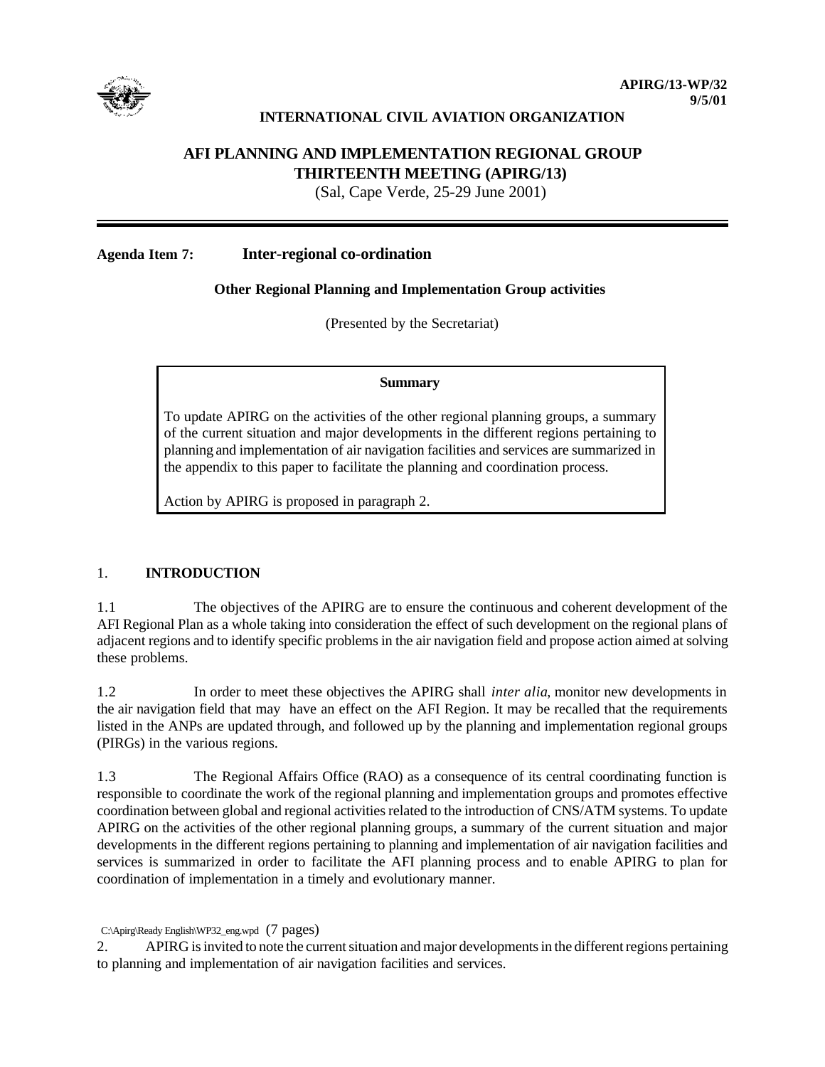**APIRG/13-WP/32**
**9/5/01**

**INTERNATIONAL CIVIL AVIATION ORGANIZATION**

# AFI PLANNING AND IMPLEMENTATION REGIONAL GROUP THIRTEENTH MEETING (APIRG/13)

(Sal, Cape Verde, 25-29 June 2001)

---

**Agenda Item 7: Inter-regional co-ordination**

**Other Regional Planning and Implementation Group activities**

(Presented by the Secretariat)

> **Summary**
>
> To update APIRG on the activities of the other regional planning groups, a summary of the current situation and major developments in the different regions pertaining to planning and implementation of air navigation facilities and services are summarized in the appendix to this paper to facilitate the planning and coordination process.
>
> Action by APIRG is proposed in paragraph 2.

## 1. INTRODUCTION

1.1 The objectives of the APIRG are to ensure the continuous and coherent development of the AFI Regional Plan as a whole taking into consideration the effect of such development on the regional plans of adjacent regions and to identify specific problems in the air navigation field and propose action aimed at solving these problems.

1.2 In order to meet these objectives the APIRG shall *inter alia*, monitor new developments in the air navigation field that may have an effect on the AFI Region. It may be recalled that the requirements listed in the ANPs are updated through, and followed up by the planning and implementation regional groups (PIRGs) in the various regions.

1.3 The Regional Affairs Office (RAO) as a consequence of its central coordinating function is responsible to coordinate the work of the regional planning and implementation groups and promotes effective coordination between global and regional activities related to the introduction of CNS/ATM systems. To update APIRG on the activities of the other regional planning groups, a summary of the current situation and major developments in the different regions pertaining to planning and implementation of air navigation facilities and services is summarized in order to facilitate the AFI planning process and to enable APIRG to plan for coordination of implementation in a timely and evolutionary manner.

C:\Apirg\Ready English\WP32_eng.wpd (7 pages)

2. APIRG is invited to note the current situation and major developments in the different regions pertaining to planning and implementation of air navigation facilities and services.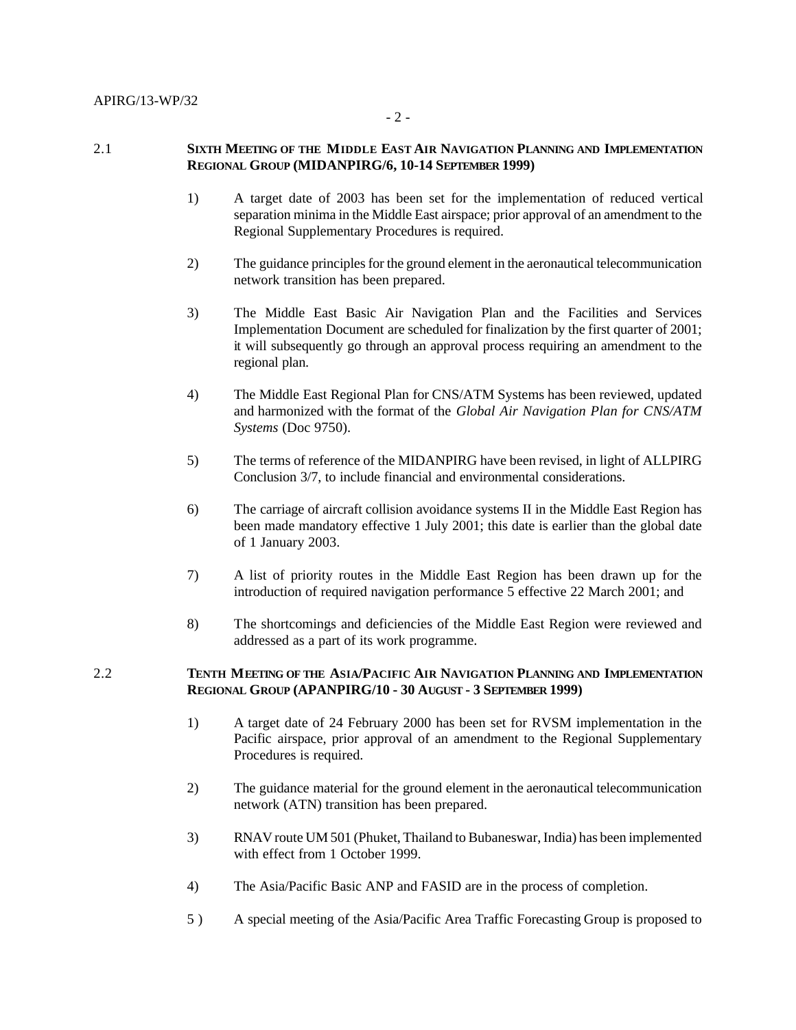## 2.1 SIXTH MEETING OF THE MIDDLE EAST AIR NAVIGATION PLANNING AND IMPLEMENTATION REGIONAL GROUP (MIDANPIRG/6, 10-14 SEPTEMBER 1999)

1) A target date of 2003 has been set for the implementation of reduced vertical separation minima in the Middle East airspace; prior approval of an amendment to the Regional Supplementary Procedures is required.

2) The guidance principles for the ground element in the aeronautical telecommunication network transition has been prepared.

3) The Middle East Basic Air Navigation Plan and the Facilities and Services Implementation Document are scheduled for finalization by the first quarter of 2001; it will subsequently go through an approval process requiring an amendment to the regional plan.

4) The Middle East Regional Plan for CNS/ATM Systems has been reviewed, updated and harmonized with the format of the *Global Air Navigation Plan for CNS/ATM Systems* (Doc 9750).

5) The terms of reference of the MIDANPIRG have been revised, in light of ALLPIRG Conclusion 3/7, to include financial and environmental considerations.

6) The carriage of aircraft collision avoidance systems II in the Middle East Region has been made mandatory effective 1 July 2001; this date is earlier than the global date of 1 January 2003.

7) A list of priority routes in the Middle East Region has been drawn up for the introduction of required navigation performance 5 effective 22 March 2001; and

8) The shortcomings and deficiencies of the Middle East Region were reviewed and addressed as a part of its work programme.

## 2.2 TENTH MEETING OF THE ASIA/PACIFIC AIR NAVIGATION PLANNING AND IMPLEMENTATION REGIONAL GROUP (APANPIRG/10 - 30 AUGUST - 3 SEPTEMBER 1999)

1) A target date of 24 February 2000 has been set for RVSM implementation in the Pacific airspace, prior approval of an amendment to the Regional Supplementary Procedures is required.

2) The guidance material for the ground element in the aeronautical telecommunication network (ATN) transition has been prepared.

3) RNAV route UM 501 (Phuket, Thailand to Bubaneswar, India) has been implemented with effect from 1 October 1999.

4) The Asia/Pacific Basic ANP and FASID are in the process of completion.

5 ) A special meeting of the Asia/Pacific Area Traffic Forecasting Group is proposed to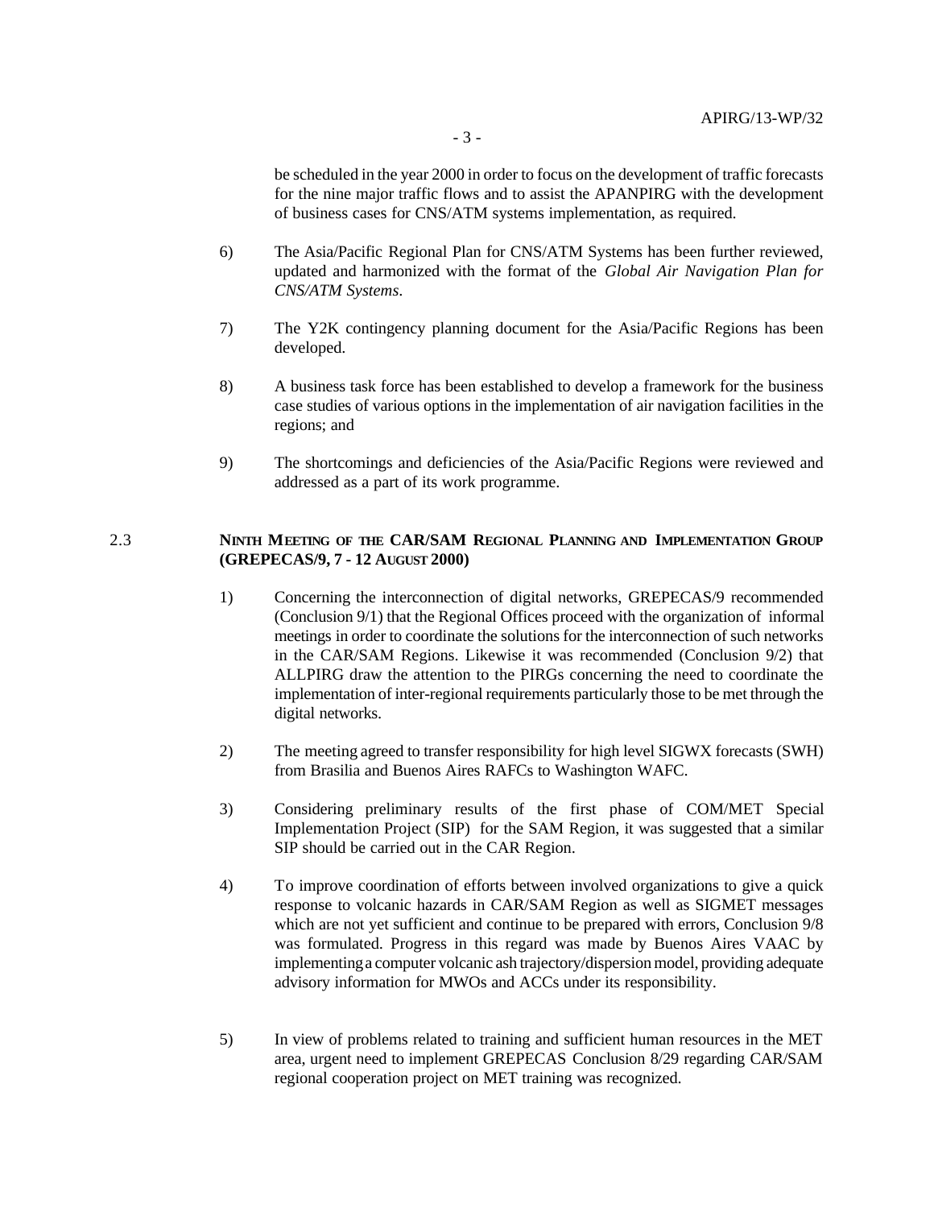be scheduled in the year 2000 in order to focus on the development of traffic forecasts for the nine major traffic flows and to assist the APANPIRG with the development of business cases for CNS/ATM systems implementation, as required.

6) The Asia/Pacific Regional Plan for CNS/ATM Systems has been further reviewed, updated and harmonized with the format of the *Global Air Navigation Plan for CNS/ATM Systems*.

7) The Y2K contingency planning document for the Asia/Pacific Regions has been developed.

8) A business task force has been established to develop a framework for the business case studies of various options in the implementation of air navigation facilities in the regions; and

9) The shortcomings and deficiencies of the Asia/Pacific Regions were reviewed and addressed as a part of its work programme.

## 2.3 NINTH MEETING OF THE CAR/SAM REGIONAL PLANNING AND IMPLEMENTATION GROUP (GREPECAS/9, 7 - 12 AUGUST 2000)

1) Concerning the interconnection of digital networks, GREPECAS/9 recommended (Conclusion 9/1) that the Regional Offices proceed with the organization of informal meetings in order to coordinate the solutions for the interconnection of such networks in the CAR/SAM Regions. Likewise it was recommended (Conclusion 9/2) that ALLPIRG draw the attention to the PIRGs concerning the need to coordinate the implementation of inter-regional requirements particularly those to be met through the digital networks.

2) The meeting agreed to transfer responsibility for high level SIGWX forecasts (SWH) from Brasilia and Buenos Aires RAFCs to Washington WAFC.

3) Considering preliminary results of the first phase of COM/MET Special Implementation Project (SIP) for the SAM Region, it was suggested that a similar SIP should be carried out in the CAR Region.

4) To improve coordination of efforts between involved organizations to give a quick response to volcanic hazards in CAR/SAM Region as well as SIGMET messages which are not yet sufficient and continue to be prepared with errors, Conclusion 9/8 was formulated. Progress in this regard was made by Buenos Aires VAAC by implementing a computer volcanic ash trajectory/dispersion model, providing adequate advisory information for MWOs and ACCs under its responsibility.

5) In view of problems related to training and sufficient human resources in the MET area, urgent need to implement GREPECAS Conclusion 8/29 regarding CAR/SAM regional cooperation project on MET training was recognized.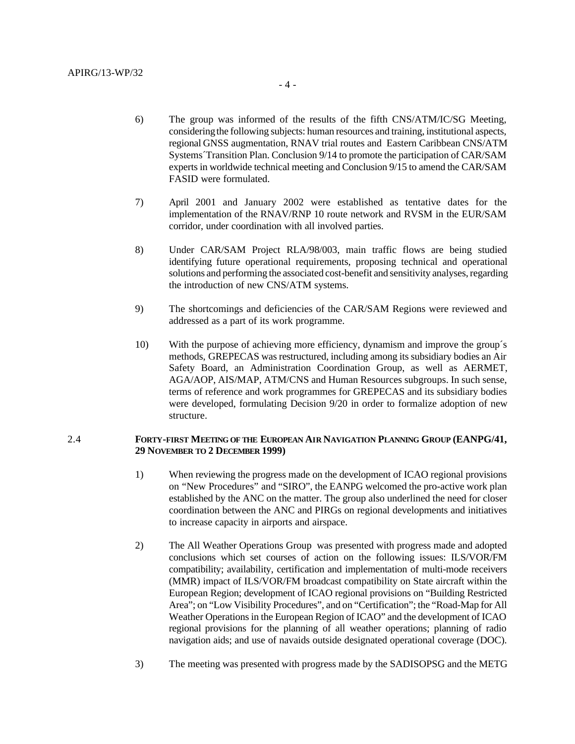6) The group was informed of the results of the fifth CNS/ATM/IC/SG Meeting, considering the following subjects: human resources and training, institutional aspects, regional GNSS augmentation, RNAV trial routes and Eastern Caribbean CNS/ATM Systems´Transition Plan. Conclusion 9/14 to promote the participation of CAR/SAM experts in worldwide technical meeting and Conclusion 9/15 to amend the CAR/SAM FASID were formulated.

7) April 2001 and January 2002 were established as tentative dates for the implementation of the RNAV/RNP 10 route network and RVSM in the EUR/SAM corridor, under coordination with all involved parties.

8) Under CAR/SAM Project RLA/98/003, main traffic flows are being studied identifying future operational requirements, proposing technical and operational solutions and performing the associated cost-benefit and sensitivity analyses, regarding the introduction of new CNS/ATM systems.

9) The shortcomings and deficiencies of the CAR/SAM Regions were reviewed and addressed as a part of its work programme.

10) With the purpose of achieving more efficiency, dynamism and improve the group´s methods, GREPECAS was restructured, including among its subsidiary bodies an Air Safety Board, an Administration Coordination Group, as well as AERMET, AGA/AOP, AIS/MAP, ATM/CNS and Human Resources subgroups. In such sense, terms of reference and work programmes for GREPECAS and its subsidiary bodies were developed, formulating Decision 9/20 in order to formalize adoption of new structure.

## 2.4 FORTY-FIRST MEETING OF THE EUROPEAN AIR NAVIGATION PLANNING GROUP (EANPG/41, 29 NOVEMBER TO 2 DECEMBER 1999)

1) When reviewing the progress made on the development of ICAO regional provisions on "New Procedures" and "SIRO", the EANPG welcomed the pro-active work plan established by the ANC on the matter. The group also underlined the need for closer coordination between the ANC and PIRGs on regional developments and initiatives to increase capacity in airports and airspace.

2) The All Weather Operations Group was presented with progress made and adopted conclusions which set courses of action on the following issues: ILS/VOR/FM compatibility; availability, certification and implementation of multi-mode receivers (MMR) impact of ILS/VOR/FM broadcast compatibility on State aircraft within the European Region; development of ICAO regional provisions on "Building Restricted Area"; on "Low Visibility Procedures", and on "Certification"; the "Road-Map for All Weather Operations in the European Region of ICAO" and the development of ICAO regional provisions for the planning of all weather operations; planning of radio navigation aids; and use of navaids outside designated operational coverage (DOC).

3) The meeting was presented with progress made by the SADISOPSG and the METG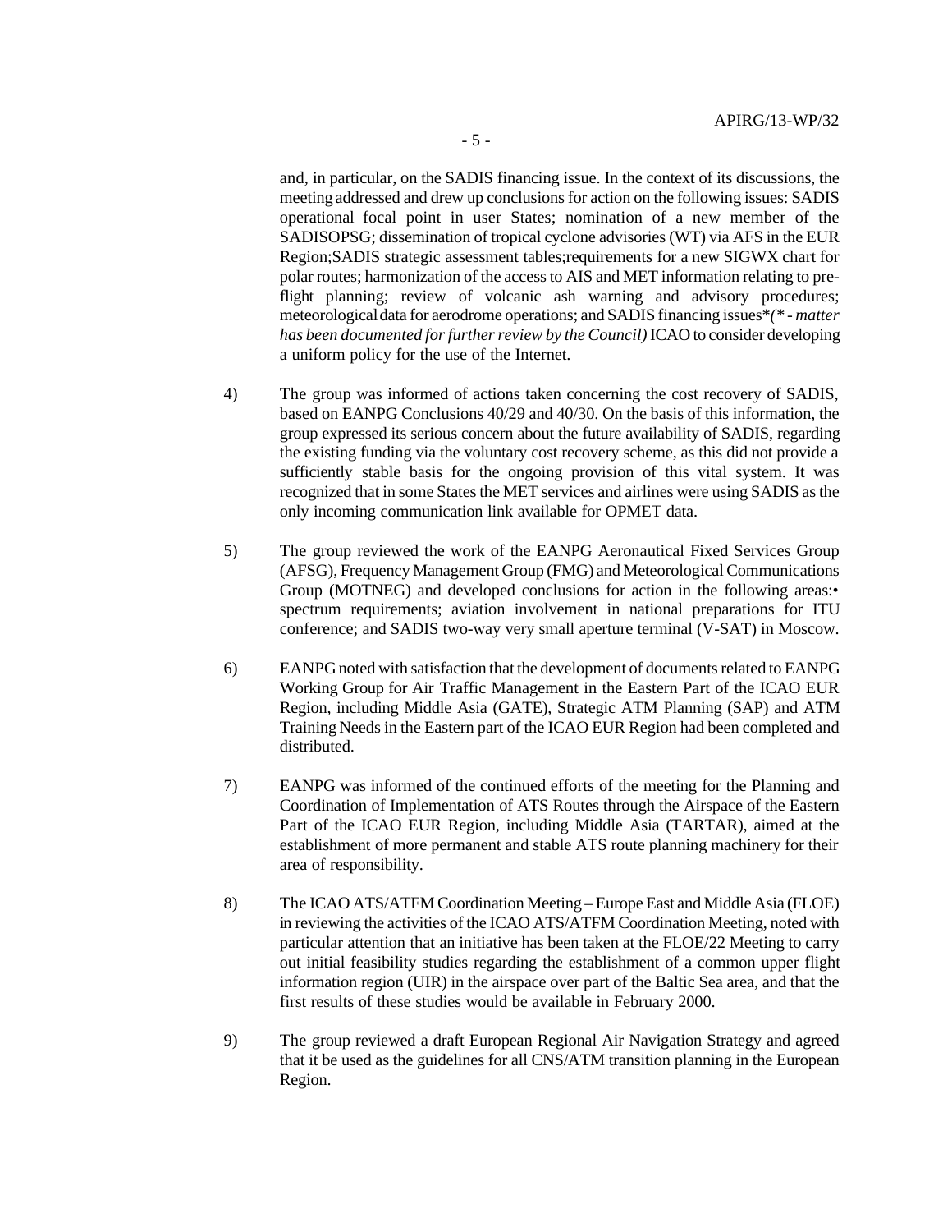and, in particular, on the SADIS financing issue. In the context of its discussions, the meeting addressed and drew up conclusions for action on the following issues: SADIS operational focal point in user States; nomination of a new member of the SADISOPSG; dissemination of tropical cyclone advisories (WT) via AFS in the EUR Region;SADIS strategic assessment tables;requirements for a new SIGWX chart for polar routes; harmonization of the access to AIS and MET information relating to pre-flight planning; review of volcanic ash warning and advisory procedures; meteorological data for aerodrome operations; and SADIS financing issues*(* - *matter has been documented for further review by the Council)* ICAO to consider developing a uniform policy for the use of the Internet.

4) The group was informed of actions taken concerning the cost recovery of SADIS, based on EANPG Conclusions 40/29 and 40/30. On the basis of this information, the group expressed its serious concern about the future availability of SADIS, regarding the existing funding via the voluntary cost recovery scheme, as this did not provide a sufficiently stable basis for the ongoing provision of this vital system. It was recognized that in some States the MET services and airlines were using SADIS as the only incoming communication link available for OPMET data.

5) The group reviewed the work of the EANPG Aeronautical Fixed Services Group (AFSG), Frequency Management Group (FMG) and Meteorological Communications Group (MOTNEG) and developed conclusions for action in the following areas:• spectrum requirements; aviation involvement in national preparations for ITU conference; and SADIS two-way very small aperture terminal (V-SAT) in Moscow.

6) EANPG noted with satisfaction that the development of documents related to EANPG Working Group for Air Traffic Management in the Eastern Part of the ICAO EUR Region, including Middle Asia (GATE), Strategic ATM Planning (SAP) and ATM Training Needs in the Eastern part of the ICAO EUR Region had been completed and distributed.

7) EANPG was informed of the continued efforts of the meeting for the Planning and Coordination of Implementation of ATS Routes through the Airspace of the Eastern Part of the ICAO EUR Region, including Middle Asia (TARTAR), aimed at the establishment of more permanent and stable ATS route planning machinery for their area of responsibility.

8) The ICAO ATS/ATFM Coordination Meeting – Europe East and Middle Asia (FLOE) in reviewing the activities of the ICAO ATS/ATFM Coordination Meeting, noted with particular attention that an initiative has been taken at the FLOE/22 Meeting to carry out initial feasibility studies regarding the establishment of a common upper flight information region (UIR) in the airspace over part of the Baltic Sea area, and that the first results of these studies would be available in February 2000.

9) The group reviewed a draft European Regional Air Navigation Strategy and agreed that it be used as the guidelines for all CNS/ATM transition planning in the European Region.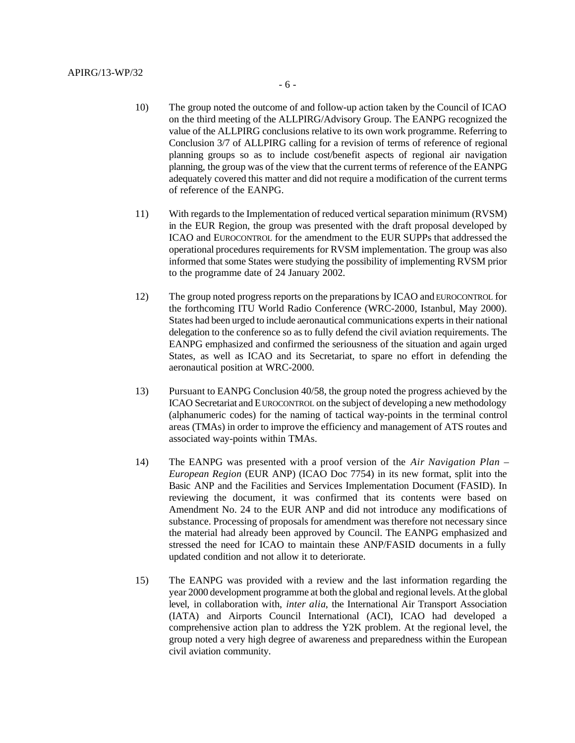10) The group noted the outcome of and follow-up action taken by the Council of ICAO on the third meeting of the ALLPIRG/Advisory Group. The EANPG recognized the value of the ALLPIRG conclusions relative to its own work programme. Referring to Conclusion 3/7 of ALLPIRG calling for a revision of terms of reference of regional planning groups so as to include cost/benefit aspects of regional air navigation planning, the group was of the view that the current terms of reference of the EANPG adequately covered this matter and did not require a modification of the current terms of reference of the EANPG.

11) With regards to the Implementation of reduced vertical separation minimum (RVSM) in the EUR Region, the group was presented with the draft proposal developed by ICAO and EUROCONTROL for the amendment to the EUR SUPPs that addressed the operational procedures requirements for RVSM implementation. The group was also informed that some States were studying the possibility of implementing RVSM prior to the programme date of 24 January 2002.

12) The group noted progress reports on the preparations by ICAO and EUROCONTROL for the forthcoming ITU World Radio Conference (WRC-2000, Istanbul, May 2000). States had been urged to include aeronautical communications experts in their national delegation to the conference so as to fully defend the civil aviation requirements. The EANPG emphasized and confirmed the seriousness of the situation and again urged States, as well as ICAO and its Secretariat, to spare no effort in defending the aeronautical position at WRC-2000.

13) Pursuant to EANPG Conclusion 40/58, the group noted the progress achieved by the ICAO Secretariat and EUROCONTROL on the subject of developing a new methodology (alphanumeric codes) for the naming of tactical way-points in the terminal control areas (TMAs) in order to improve the efficiency and management of ATS routes and associated way-points within TMAs.

14) The EANPG was presented with a proof version of the *Air Navigation Plan – European Region* (EUR ANP) (ICAO Doc 7754) in its new format, split into the Basic ANP and the Facilities and Services Implementation Document (FASID). In reviewing the document, it was confirmed that its contents were based on Amendment No. 24 to the EUR ANP and did not introduce any modifications of substance. Processing of proposals for amendment was therefore not necessary since the material had already been approved by Council. The EANPG emphasized and stressed the need for ICAO to maintain these ANP/FASID documents in a fully updated condition and not allow it to deteriorate.

15) The EANPG was provided with a review and the last information regarding the year 2000 development programme at both the global and regional levels. At the global level, in collaboration with, *inter alia*, the International Air Transport Association (IATA) and Airports Council International (ACI), ICAO had developed a comprehensive action plan to address the Y2K problem. At the regional level, the group noted a very high degree of awareness and preparedness within the European civil aviation community.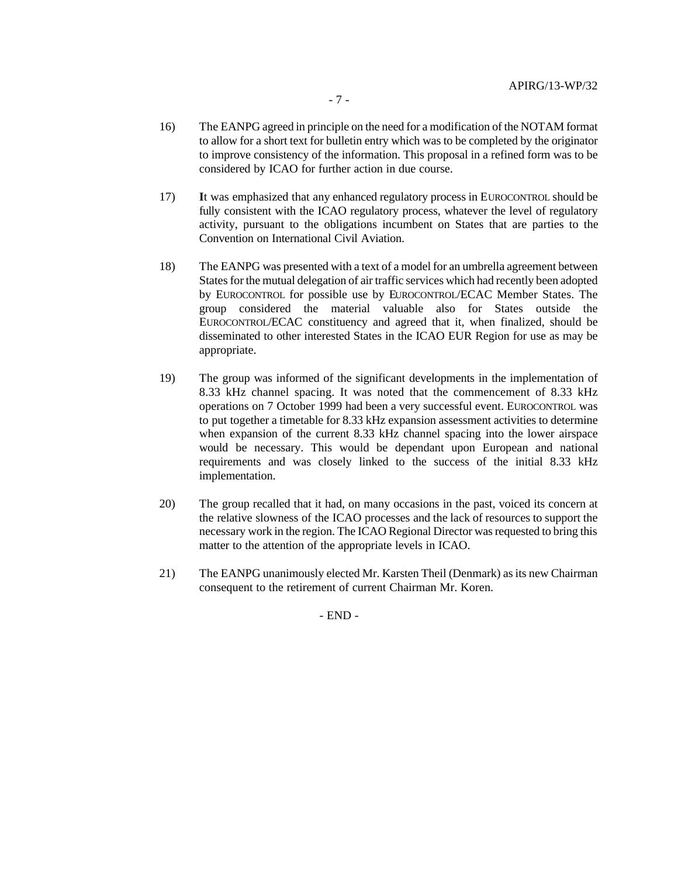16) The EANPG agreed in principle on the need for a modification of the NOTAM format to allow for a short text for bulletin entry which was to be completed by the originator to improve consistency of the information. This proposal in a refined form was to be considered by ICAO for further action in due course.

17) **I**t was emphasized that any enhanced regulatory process in EUROCONTROL should be fully consistent with the ICAO regulatory process, whatever the level of regulatory activity, pursuant to the obligations incumbent on States that are parties to the Convention on International Civil Aviation.

18) The EANPG was presented with a text of a model for an umbrella agreement between States for the mutual delegation of air traffic services which had recently been adopted by EUROCONTROL for possible use by EUROCONTROL/ECAC Member States. The group considered the material valuable also for States outside the EUROCONTROL/ECAC constituency and agreed that it, when finalized, should be disseminated to other interested States in the ICAO EUR Region for use as may be appropriate.

19) The group was informed of the significant developments in the implementation of 8.33 kHz channel spacing. It was noted that the commencement of 8.33 kHz operations on 7 October 1999 had been a very successful event. EUROCONTROL was to put together a timetable for 8.33 kHz expansion assessment activities to determine when expansion of the current 8.33 kHz channel spacing into the lower airspace would be necessary. This would be dependant upon European and national requirements and was closely linked to the success of the initial 8.33 kHz implementation.

20) The group recalled that it had, on many occasions in the past, voiced its concern at the relative slowness of the ICAO processes and the lack of resources to support the necessary work in the region. The ICAO Regional Director was requested to bring this matter to the attention of the appropriate levels in ICAO.

21) The EANPG unanimously elected Mr. Karsten Theil (Denmark) as its new Chairman consequent to the retirement of current Chairman Mr. Koren.

- END -